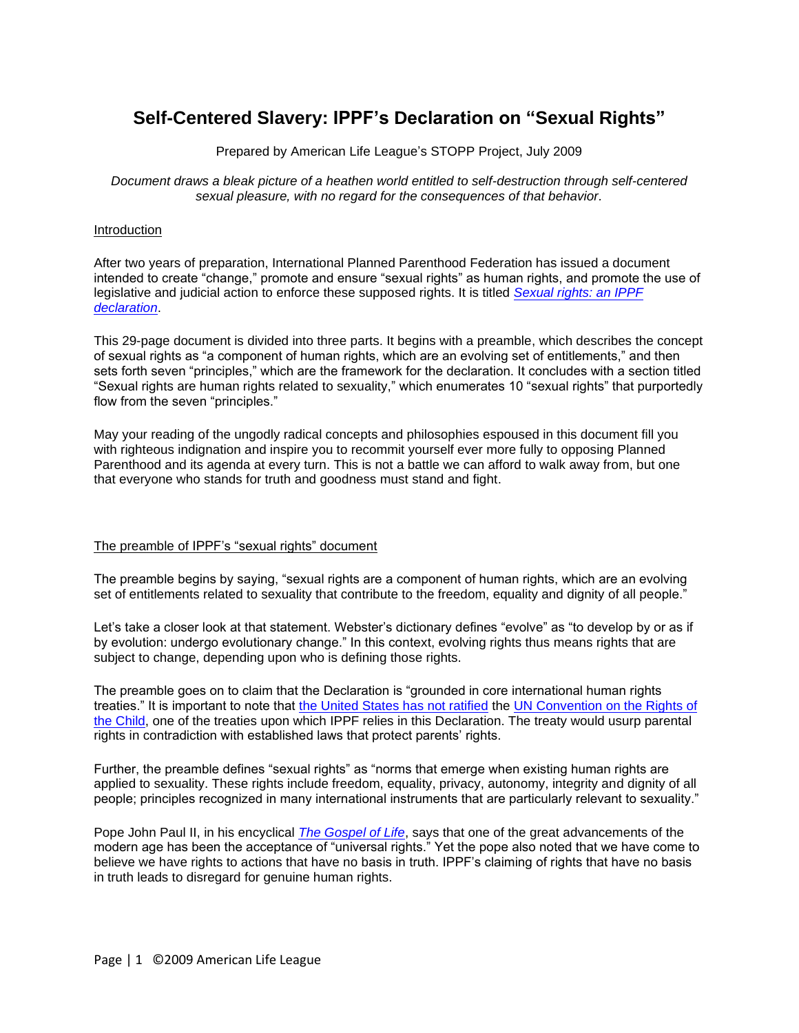# Self-Centered Slavery: IPPF's Declaration on "Sexual Rights"

Prepared by American Life League's STOPP Project, July 2009

*Document draws a bleak picture of a heathen world entitled to self-destruction through self-centered sexual pleasure, with no regard for the consequences of that behavior.*

## Introduction

After two years of preparation, International Planned Parenthood Federation has issued a document intended to create "change," promote and ensure "sexual rights" as human rights, and promote the use of legislative and judicial action to enforce these supposed rights. It is titled *Sexual rights: an IPPF declaration*.

This 29-page document is divided into three parts. It begins with a preamble, which describes the concept of sexual rights as "a component of human rights, which are an evolving set of entitlements," and then sets forth seven "principles," which are the framework for the declaration. It concludes with a section titled "Sexual rights are human rights related to sexuality," which enumerates 10 "sexual rights" that purportedly flow from the seven "principles."

May your reading of the ungodly radical concepts and philosophies espoused in this document fill you with righteous indignation and inspire you to recommit yourself ever more fully to opposing Planned Parenthood and its agenda at every turn. This is not a battle we can afford to walk away from, but one that everyone who stands for truth and goodness must stand and fight.

## The preamble of IPPF's "sexual rights" document

The preamble begins by saying, "sexual rights are a component of human rights, which are an evolving set of entitlements related to sexuality that contribute to the freedom, equality and dignity of all people."

Let's take a closer look at that statement. Webster's dictionary defines "evolve" as "to develop by or as if by evolution: undergo evolutionary change." In this context, evolving rights thus means rights that are subject to change, depending upon who is defining those rights.

The preamble goes on to claim that the Declaration is "grounded in core international human rights treaties." It is important to note that the United States has not ratified the UN Convention on the Rights of the Child, one of the treaties upon which IPPF relies in this Declaration. The treaty would usurp parental rights in contradiction with established laws that protect parents' rights.

Further, the preamble defines "sexual rights" as "norms that emerge when existing human rights are applied to sexuality. These rights include freedom, equality, privacy, autonomy, integrity and dignity of all people; principles recognized in many international instruments that are particularly relevant to sexuality."

Pope John Paul II, in his encyclical *The Gospel of Life*, says that one of the great advancements of the modern age has been the acceptance of "universal rights." Yet the pope also noted that we have come to believe we have rights to actions that have no basis in truth. IPPF's claiming of rights that have no basis in truth leads to disregard for genuine human rights.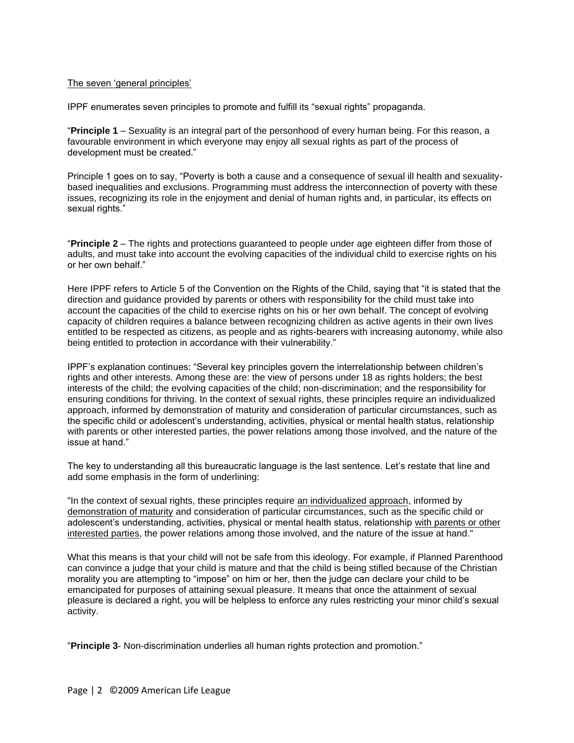<u>The seven 'general principles'</u>

IPPF enumerates seven principles to promote and fulfill its "sexual rights" propaganda.

"**Principle 1** – Sexuality is an integral part of the personhood of every human being. For this reason, a favourable environment in which everyone may enjoy all sexual rights as part of the process of development must be created."

Principle 1 goes on to say, "Poverty is both a cause and a consequence of sexual ill health and sexuality-based inequalities and exclusions. Programming must address the interconnection of poverty with these issues, recognizing its role in the enjoyment and denial of human rights and, in particular, its effects on sexual rights."

"**Principle 2** – The rights and protections guaranteed to people under age eighteen differ from those of adults, and must take into account the evolving capacities of the individual child to exercise rights on his or her own behalf."

Here IPPF refers to Article 5 of the Convention on the Rights of the Child, saying that "it is stated that the direction and guidance provided by parents or others with responsibility for the child must take into account the capacities of the child to exercise rights on his or her own behalf. The concept of evolving capacity of children requires a balance between recognizing children as active agents in their own lives entitled to be respected as citizens, as people and as rights-bearers with increasing autonomy, while also being entitled to protection in accordance with their vulnerability."

IPPF's explanation continues: "Several key principles govern the interrelationship between children's rights and other interests. Among these are: the view of persons under 18 as rights holders; the best interests of the child; the evolving capacities of the child; non-discrimination; and the responsibility for ensuring conditions for thriving. In the context of sexual rights, these principles require an individualized approach, informed by demonstration of maturity and consideration of particular circumstances, such as the specific child or adolescent's understanding, activities, physical or mental health status, relationship with parents or other interested parties, the power relations among those involved, and the nature of the issue at hand."

The key to understanding all this bureaucratic language is the last sentence. Let's restate that line and add some emphasis in the form of underlining:

"In the context of sexual rights, these principles require <u>an individualized approach</u>, informed by <u>demonstration of maturity</u> and consideration of particular circumstances, such as the specific child or adolescent's understanding, activities, physical or mental health status, relationship <u>with parents or other interested parties</u>, the power relations among those involved, and the nature of the issue at hand."

What this means is that your child will not be safe from this ideology. For example, if Planned Parenthood can convince a judge that your child is mature and that the child is being stifled because of the Christian morality you are attempting to "impose" on him or her, then the judge can declare your child to be emancipated for purposes of attaining sexual pleasure. It means that once the attainment of sexual pleasure is declared a right, you will be helpless to enforce any rules restricting your minor child's sexual activity.

"**Principle 3**- Non-discrimination underlies all human rights protection and promotion."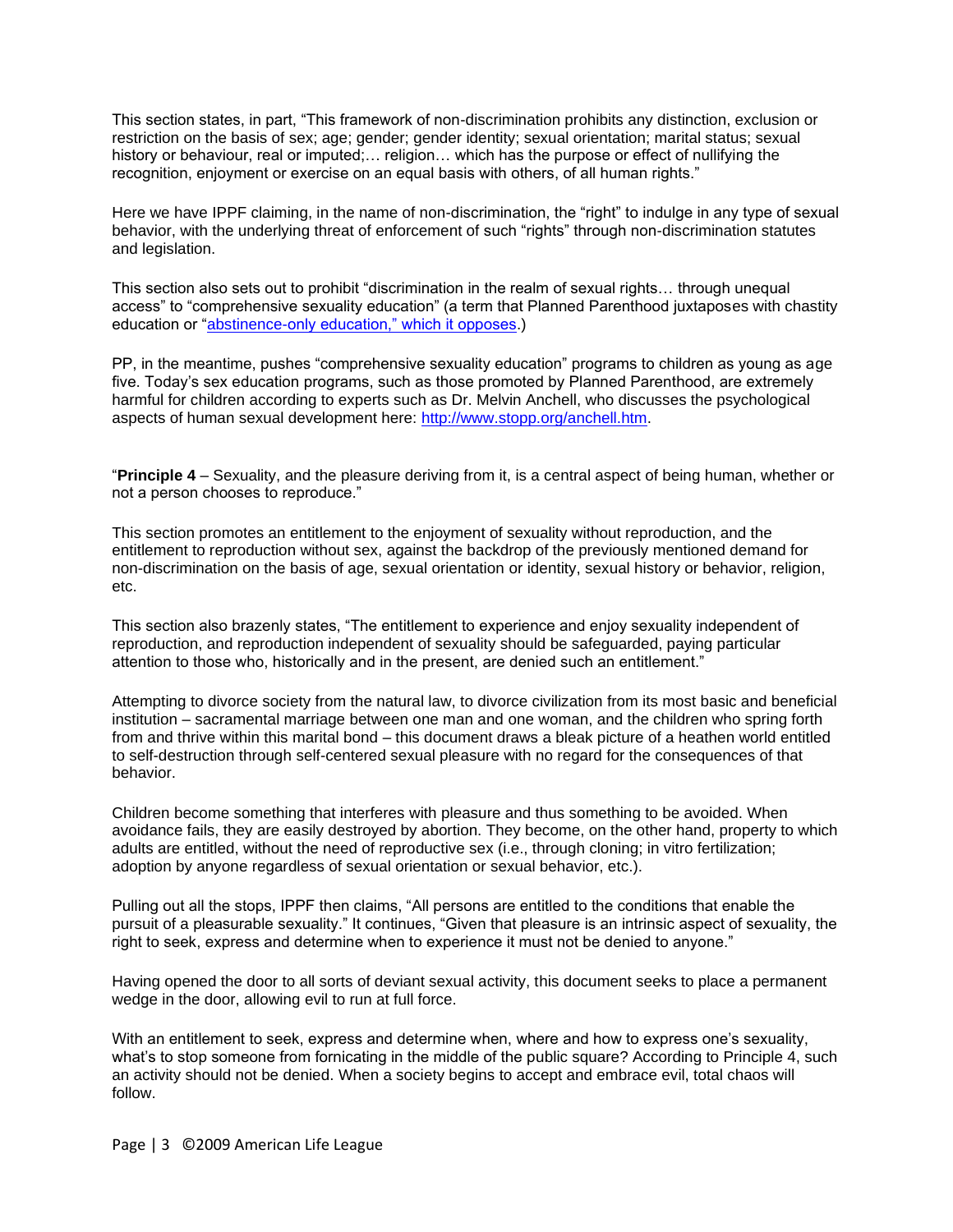This section states, in part, "This framework of non-discrimination prohibits any distinction, exclusion or restriction on the basis of sex; age; gender; gender identity; sexual orientation; marital status; sexual history or behaviour, real or imputed;… religion… which has the purpose or effect of nullifying the recognition, enjoyment or exercise on an equal basis with others, of all human rights."

Here we have IPPF claiming, in the name of non-discrimination, the "right" to indulge in any type of sexual behavior, with the underlying threat of enforcement of such "rights" through non-discrimination statutes and legislation.

This section also sets out to prohibit "discrimination in the realm of sexual rights… through unequal access" to "comprehensive sexuality education" (a term that Planned Parenthood juxtaposes with chastity education or "[abstinence-only education," which it opposes](#).)

PP, in the meantime, pushes "comprehensive sexuality education" programs to children as young as age five. Today's sex education programs, such as those promoted by Planned Parenthood, are extremely harmful for children according to experts such as Dr. Melvin Anchell, who discusses the psychological aspects of human sexual development here: [http://www.stopp.org/anchell.htm](http://www.stopp.org/anchell.htm).

"**Principle 4** – Sexuality, and the pleasure deriving from it, is a central aspect of being human, whether or not a person chooses to reproduce."

This section promotes an entitlement to the enjoyment of sexuality without reproduction, and the entitlement to reproduction without sex, against the backdrop of the previously mentioned demand for non-discrimination on the basis of age, sexual orientation or identity, sexual history or behavior, religion, etc.

This section also brazenly states, "The entitlement to experience and enjoy sexuality independent of reproduction, and reproduction independent of sexuality should be safeguarded, paying particular attention to those who, historically and in the present, are denied such an entitlement."

Attempting to divorce society from the natural law, to divorce civilization from its most basic and beneficial institution – sacramental marriage between one man and one woman, and the children who spring forth from and thrive within this marital bond – this document draws a bleak picture of a heathen world entitled to self-destruction through self-centered sexual pleasure with no regard for the consequences of that behavior.

Children become something that interferes with pleasure and thus something to be avoided. When avoidance fails, they are easily destroyed by abortion. They become, on the other hand, property to which adults are entitled, without the need of reproductive sex (i.e., through cloning; in vitro fertilization; adoption by anyone regardless of sexual orientation or sexual behavior, etc.).

Pulling out all the stops, IPPF then claims, "All persons are entitled to the conditions that enable the pursuit of a pleasurable sexuality." It continues, "Given that pleasure is an intrinsic aspect of sexuality, the right to seek, express and determine when to experience it must not be denied to anyone."

Having opened the door to all sorts of deviant sexual activity, this document seeks to place a permanent wedge in the door, allowing evil to run at full force.

With an entitlement to seek, express and determine when, where and how to express one's sexuality, what's to stop someone from fornicating in the middle of the public square? According to Principle 4, such an activity should not be denied. When a society begins to accept and embrace evil, total chaos will follow.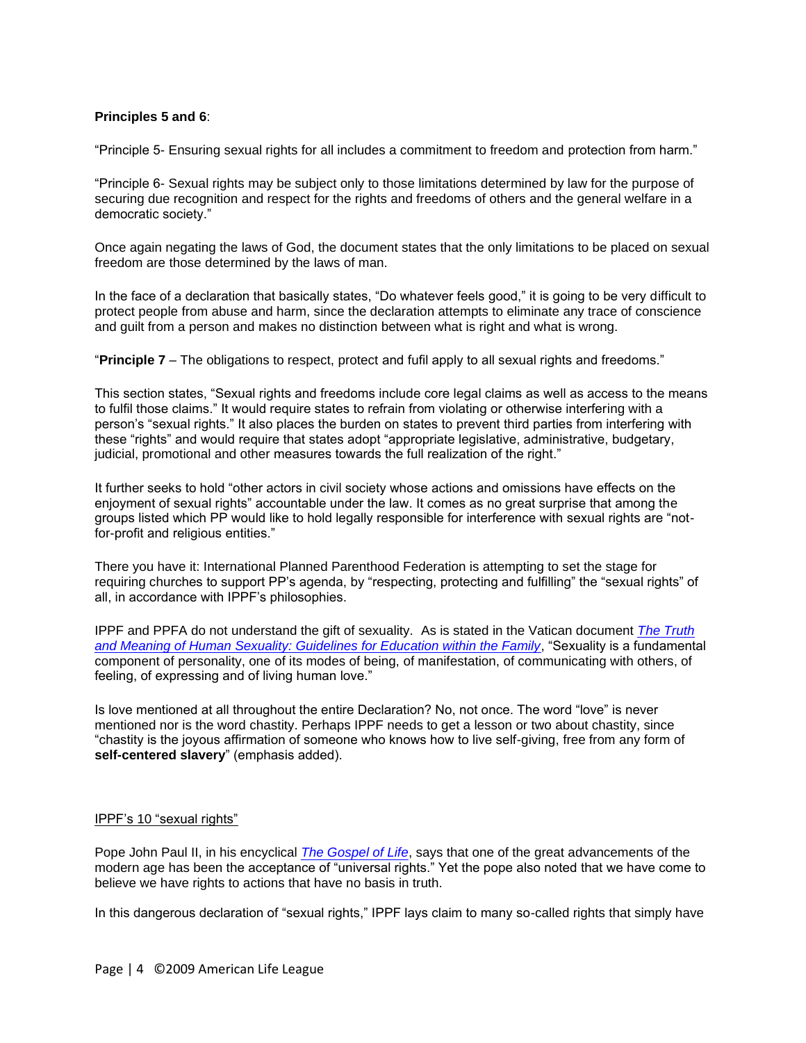**Principles 5 and 6**:

"Principle 5- Ensuring sexual rights for all includes a commitment to freedom and protection from harm."

"Principle 6- Sexual rights may be subject only to those limitations determined by law for the purpose of securing due recognition and respect for the rights and freedoms of others and the general welfare in a democratic society."

Once again negating the laws of God, the document states that the only limitations to be placed on sexual freedom are those determined by the laws of man.

In the face of a declaration that basically states, "Do whatever feels good," it is going to be very difficult to protect people from abuse and harm, since the declaration attempts to eliminate any trace of conscience and guilt from a person and makes no distinction between what is right and what is wrong.

"**Principle 7** – The obligations to respect, protect and fufil apply to all sexual rights and freedoms."

This section states, "Sexual rights and freedoms include core legal claims as well as access to the means to fulfil those claims." It would require states to refrain from violating or otherwise interfering with a person's "sexual rights." It also places the burden on states to prevent third parties from interfering with these "rights" and would require that states adopt "appropriate legislative, administrative, budgetary, judicial, promotional and other measures towards the full realization of the right."

It further seeks to hold "other actors in civil society whose actions and omissions have effects on the enjoyment of sexual rights" accountable under the law. It comes as no great surprise that among the groups listed which PP would like to hold legally responsible for interference with sexual rights are "not-for-profit and religious entities."

There you have it: International Planned Parenthood Federation is attempting to set the stage for requiring churches to support PP's agenda, by "respecting, protecting and fulfilling" the "sexual rights" of all, in accordance with IPPF's philosophies.

IPPF and PPFA do not understand the gift of sexuality. As is stated in the Vatican document *The Truth and Meaning of Human Sexuality: Guidelines for Education within the Family*, "Sexuality is a fundamental component of personality, one of its modes of being, of manifestation, of communicating with others, of feeling, of expressing and of living human love."

Is love mentioned at all throughout the entire Declaration? No, not once. The word "love" is never mentioned nor is the word chastity. Perhaps IPPF needs to get a lesson or two about chastity, since "chastity is the joyous affirmation of someone who knows how to live self-giving, free from any form of **self-centered slavery**" (emphasis added).

IPPF's 10 "sexual rights"

Pope John Paul II, in his encyclical *The Gospel of Life*, says that one of the great advancements of the modern age has been the acceptance of "universal rights." Yet the pope also noted that we have come to believe we have rights to actions that have no basis in truth.

In this dangerous declaration of "sexual rights," IPPF lays claim to many so-called rights that simply have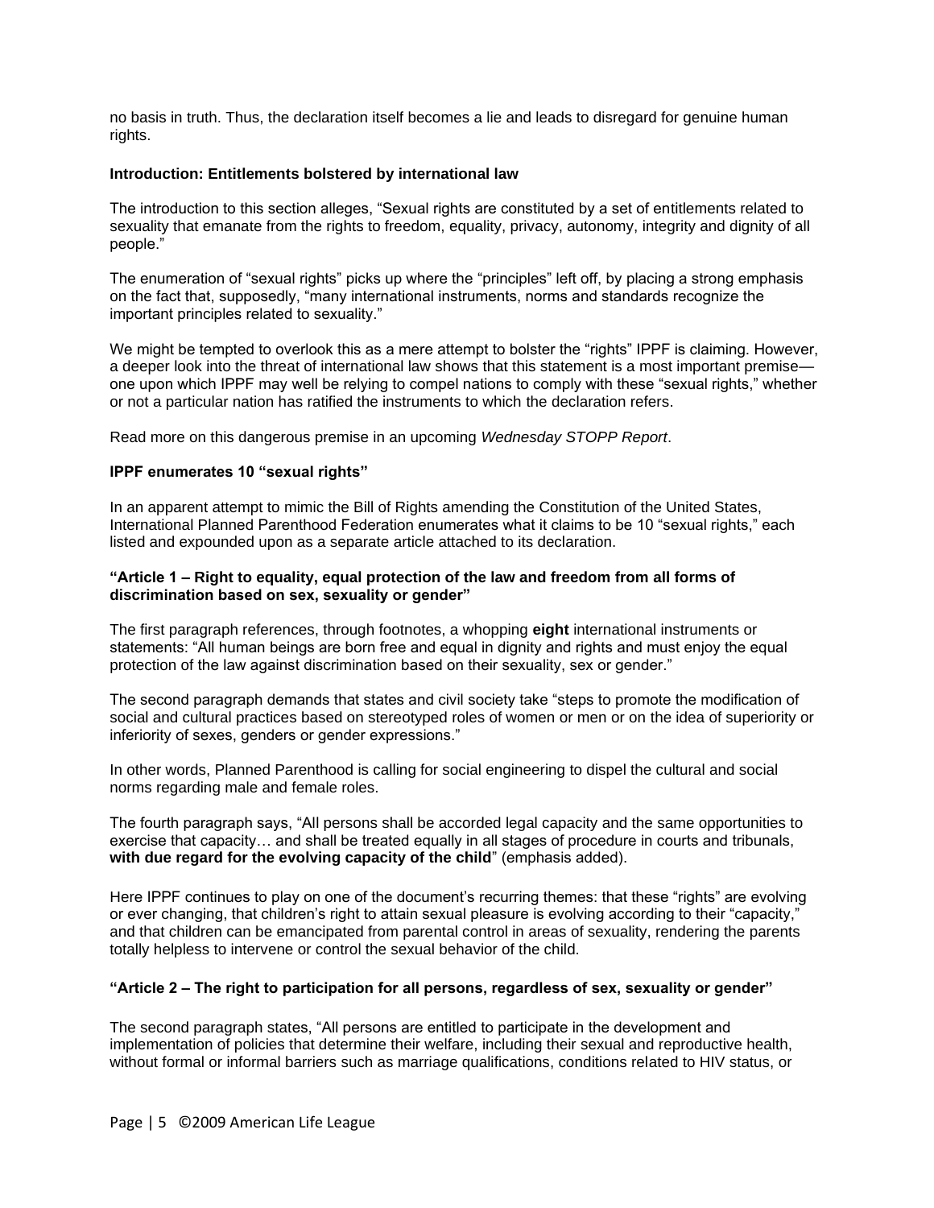no basis in truth. Thus, the declaration itself becomes a lie and leads to disregard for genuine human rights.

**Introduction: Entitlements bolstered by international law**

The introduction to this section alleges, "Sexual rights are constituted by a set of entitlements related to sexuality that emanate from the rights to freedom, equality, privacy, autonomy, integrity and dignity of all people."

The enumeration of "sexual rights" picks up where the "principles" left off, by placing a strong emphasis on the fact that, supposedly, "many international instruments, norms and standards recognize the important principles related to sexuality."

We might be tempted to overlook this as a mere attempt to bolster the "rights" IPPF is claiming. However, a deeper look into the threat of international law shows that this statement is a most important premise—one upon which IPPF may well be relying to compel nations to comply with these "sexual rights," whether or not a particular nation has ratified the instruments to which the declaration refers.

Read more on this dangerous premise in an upcoming *Wednesday STOPP Report*.

**IPPF enumerates 10 "sexual rights"**

In an apparent attempt to mimic the Bill of Rights amending the Constitution of the United States, International Planned Parenthood Federation enumerates what it claims to be 10 "sexual rights," each listed and expounded upon as a separate article attached to its declaration.

**"Article 1 – Right to equality, equal protection of the law and freedom from all forms of discrimination based on sex, sexuality or gender"**

The first paragraph references, through footnotes, a whopping **eight** international instruments or statements: "All human beings are born free and equal in dignity and rights and must enjoy the equal protection of the law against discrimination based on their sexuality, sex or gender."

The second paragraph demands that states and civil society take "steps to promote the modification of social and cultural practices based on stereotyped roles of women or men or on the idea of superiority or inferiority of sexes, genders or gender expressions."

In other words, Planned Parenthood is calling for social engineering to dispel the cultural and social norms regarding male and female roles.

The fourth paragraph says, "All persons shall be accorded legal capacity and the same opportunities to exercise that capacity… and shall be treated equally in all stages of procedure in courts and tribunals, **with due regard for the evolving capacity of the child**" (emphasis added).

Here IPPF continues to play on one of the document's recurring themes: that these "rights" are evolving or ever changing, that children's right to attain sexual pleasure is evolving according to their "capacity," and that children can be emancipated from parental control in areas of sexuality, rendering the parents totally helpless to intervene or control the sexual behavior of the child.

**"Article 2 – The right to participation for all persons, regardless of sex, sexuality or gender"**

The second paragraph states, "All persons are entitled to participate in the development and implementation of policies that determine their welfare, including their sexual and reproductive health, without formal or informal barriers such as marriage qualifications, conditions related to HIV status, or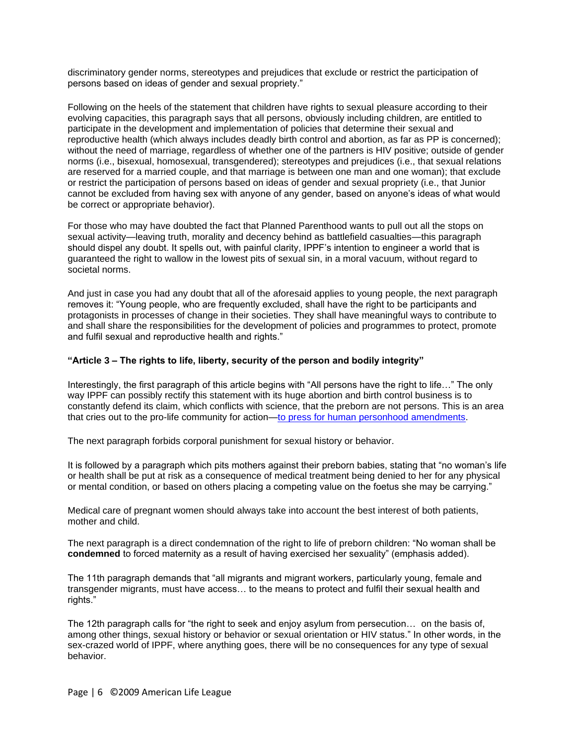discriminatory gender norms, stereotypes and prejudices that exclude or restrict the participation of persons based on ideas of gender and sexual propriety."

Following on the heels of the statement that children have rights to sexual pleasure according to their evolving capacities, this paragraph says that all persons, obviously including children, are entitled to participate in the development and implementation of policies that determine their sexual and reproductive health (which always includes deadly birth control and abortion, as far as PP is concerned); without the need of marriage, regardless of whether one of the partners is HIV positive; outside of gender norms (i.e., bisexual, homosexual, transgendered); stereotypes and prejudices (i.e., that sexual relations are reserved for a married couple, and that marriage is between one man and one woman); that exclude or restrict the participation of persons based on ideas of gender and sexual propriety (i.e., that Junior cannot be excluded from having sex with anyone of any gender, based on anyone's ideas of what would be correct or appropriate behavior).

For those who may have doubted the fact that Planned Parenthood wants to pull out all the stops on sexual activity—leaving truth, morality and decency behind as battlefield casualties—this paragraph should dispel any doubt. It spells out, with painful clarity, IPPF's intention to engineer a world that is guaranteed the right to wallow in the lowest pits of sexual sin, in a moral vacuum, without regard to societal norms.

And just in case you had any doubt that all of the aforesaid applies to young people, the next paragraph removes it: "Young people, who are frequently excluded, shall have the right to be participants and protagonists in processes of change in their societies. They shall have meaningful ways to contribute to and shall share the responsibilities for the development of policies and programmes to protect, promote and fulfil sexual and reproductive health and rights."

**"Article 3 – The rights to life, liberty, security of the person and bodily integrity"**

Interestingly, the first paragraph of this article begins with "All persons have the right to life…" The only way IPPF can possibly rectify this statement with its huge abortion and birth control business is to constantly defend its claim, which conflicts with science, that the preborn are not persons. This is an area that cries out to the pro-life community for action—to press for human personhood amendments.

The next paragraph forbids corporal punishment for sexual history or behavior.

It is followed by a paragraph which pits mothers against their preborn babies, stating that "no woman's life or health shall be put at risk as a consequence of medical treatment being denied to her for any physical or mental condition, or based on others placing a competing value on the foetus she may be carrying."

Medical care of pregnant women should always take into account the best interest of both patients, mother and child.

The next paragraph is a direct condemnation of the right to life of preborn children: "No woman shall be **condemned** to forced maternity as a result of having exercised her sexuality" (emphasis added).

The 11th paragraph demands that "all migrants and migrant workers, particularly young, female and transgender migrants, must have access… to the means to protect and fulfil their sexual health and rights."

The 12th paragraph calls for "the right to seek and enjoy asylum from persecution… on the basis of, among other things, sexual history or behavior or sexual orientation or HIV status." In other words, in the sex-crazed world of IPPF, where anything goes, there will be no consequences for any type of sexual behavior.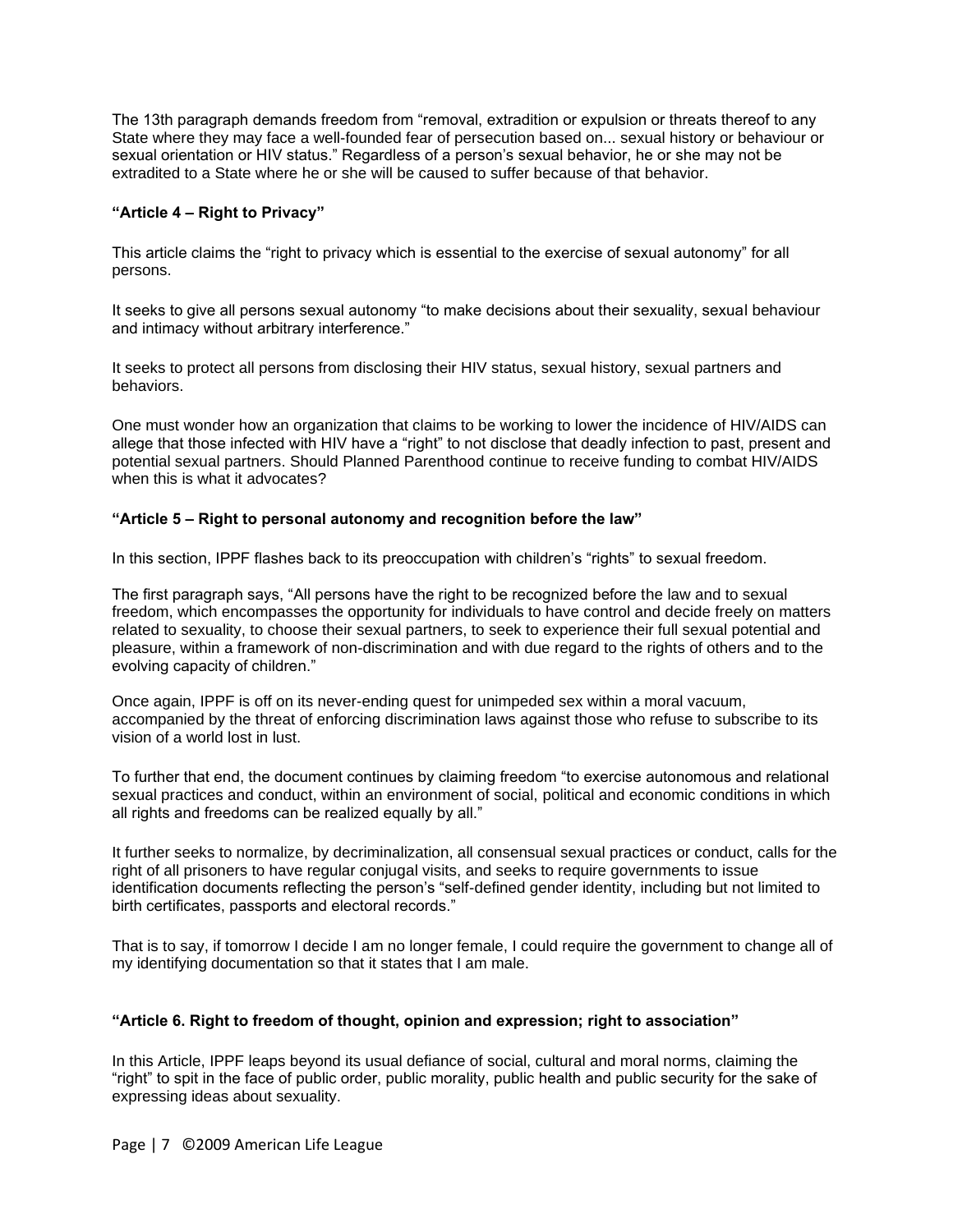The 13th paragraph demands freedom from "removal, extradition or expulsion or threats thereof to any State where they may face a well-founded fear of persecution based on... sexual history or behaviour or sexual orientation or HIV status." Regardless of a person's sexual behavior, he or she may not be extradited to a State where he or she will be caused to suffer because of that behavior.

### "Article 4 – Right to Privacy"

This article claims the "right to privacy which is essential to the exercise of sexual autonomy" for all persons.

It seeks to give all persons sexual autonomy "to make decisions about their sexuality, sexual behaviour and intimacy without arbitrary interference."

It seeks to protect all persons from disclosing their HIV status, sexual history, sexual partners and behaviors.

One must wonder how an organization that claims to be working to lower the incidence of HIV/AIDS can allege that those infected with HIV have a "right" to not disclose that deadly infection to past, present and potential sexual partners. Should Planned Parenthood continue to receive funding to combat HIV/AIDS when this is what it advocates?

### "Article 5 – Right to personal autonomy and recognition before the law"

In this section, IPPF flashes back to its preoccupation with children's "rights" to sexual freedom.

The first paragraph says, "All persons have the right to be recognized before the law and to sexual freedom, which encompasses the opportunity for individuals to have control and decide freely on matters related to sexuality, to choose their sexual partners, to seek to experience their full sexual potential and pleasure, within a framework of non-discrimination and with due regard to the rights of others and to the evolving capacity of children."

Once again, IPPF is off on its never-ending quest for unimpeded sex within a moral vacuum, accompanied by the threat of enforcing discrimination laws against those who refuse to subscribe to its vision of a world lost in lust.

To further that end, the document continues by claiming freedom "to exercise autonomous and relational sexual practices and conduct, within an environment of social, political and economic conditions in which all rights and freedoms can be realized equally by all."

It further seeks to normalize, by decriminalization, all consensual sexual practices or conduct, calls for the right of all prisoners to have regular conjugal visits, and seeks to require governments to issue identification documents reflecting the person's "self-defined gender identity, including but not limited to birth certificates, passports and electoral records."

That is to say, if tomorrow I decide I am no longer female, I could require the government to change all of my identifying documentation so that it states that I am male.

### "Article 6. Right to freedom of thought, opinion and expression; right to association"

In this Article, IPPF leaps beyond its usual defiance of social, cultural and moral norms, claiming the "right" to spit in the face of public order, public morality, public health and public security for the sake of expressing ideas about sexuality.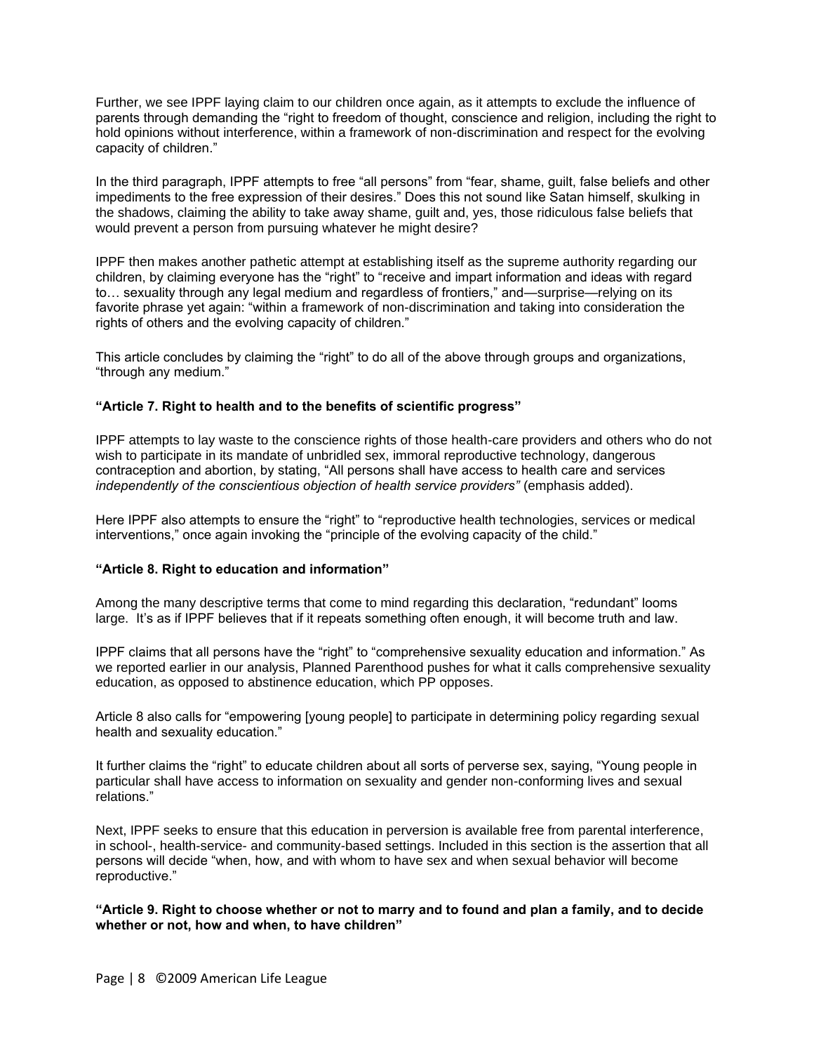Further, we see IPPF laying claim to our children once again, as it attempts to exclude the influence of parents through demanding the "right to freedom of thought, conscience and religion, including the right to hold opinions without interference, within a framework of non-discrimination and respect for the evolving capacity of children."

In the third paragraph, IPPF attempts to free "all persons" from "fear, shame, guilt, false beliefs and other impediments to the free expression of their desires." Does this not sound like Satan himself, skulking in the shadows, claiming the ability to take away shame, guilt and, yes, those ridiculous false beliefs that would prevent a person from pursuing whatever he might desire?

IPPF then makes another pathetic attempt at establishing itself as the supreme authority regarding our children, by claiming everyone has the "right" to "receive and impart information and ideas with regard to… sexuality through any legal medium and regardless of frontiers," and—surprise—relying on its favorite phrase yet again: "within a framework of non-discrimination and taking into consideration the rights of others and the evolving capacity of children."

This article concludes by claiming the "right" to do all of the above through groups and organizations, "through any medium."

**"Article 7. Right to health and to the benefits of scientific progress"**

IPPF attempts to lay waste to the conscience rights of those health-care providers and others who do not wish to participate in its mandate of unbridled sex, immoral reproductive technology, dangerous contraception and abortion, by stating, "All persons shall have access to health care and services *independently of the conscientious objection of health service providers"* (emphasis added).

Here IPPF also attempts to ensure the "right" to "reproductive health technologies, services or medical interventions," once again invoking the "principle of the evolving capacity of the child."

**"Article 8. Right to education and information"**

Among the many descriptive terms that come to mind regarding this declaration, "redundant" looms large. It's as if IPPF believes that if it repeats something often enough, it will become truth and law.

IPPF claims that all persons have the "right" to "comprehensive sexuality education and information." As we reported earlier in our analysis, Planned Parenthood pushes for what it calls comprehensive sexuality education, as opposed to abstinence education, which PP opposes.

Article 8 also calls for "empowering [young people] to participate in determining policy regarding sexual health and sexuality education."

It further claims the "right" to educate children about all sorts of perverse sex, saying, "Young people in particular shall have access to information on sexuality and gender non-conforming lives and sexual relations."

Next, IPPF seeks to ensure that this education in perversion is available free from parental interference, in school-, health-service- and community-based settings. Included in this section is the assertion that all persons will decide "when, how, and with whom to have sex and when sexual behavior will become reproductive."

**"Article 9. Right to choose whether or not to marry and to found and plan a family, and to decide whether or not, how and when, to have children"**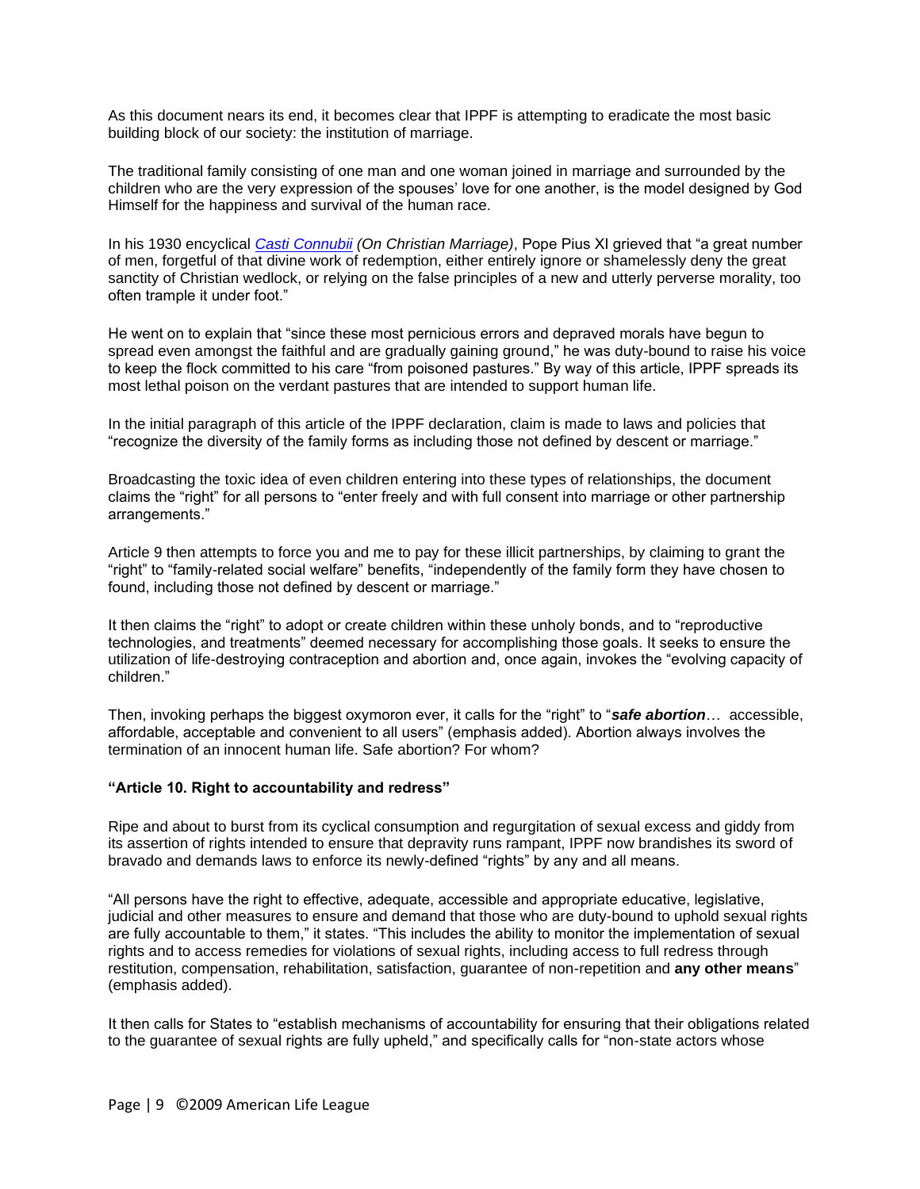As this document nears its end, it becomes clear that IPPF is attempting to eradicate the most basic building block of our society: the institution of marriage.

The traditional family consisting of one man and one woman joined in marriage and surrounded by the children who are the very expression of the spouses' love for one another, is the model designed by God Himself for the happiness and survival of the human race.

In his 1930 encyclical *Casti Connubii (On Christian Marriage)*, Pope Pius XI grieved that "a great number of men, forgetful of that divine work of redemption, either entirely ignore or shamelessly deny the great sanctity of Christian wedlock, or relying on the false principles of a new and utterly perverse morality, too often trample it under foot."

He went on to explain that "since these most pernicious errors and depraved morals have begun to spread even amongst the faithful and are gradually gaining ground," he was duty-bound to raise his voice to keep the flock committed to his care "from poisoned pastures." By way of this article, IPPF spreads its most lethal poison on the verdant pastures that are intended to support human life.

In the initial paragraph of this article of the IPPF declaration, claim is made to laws and policies that "recognize the diversity of the family forms as including those not defined by descent or marriage."

Broadcasting the toxic idea of even children entering into these types of relationships, the document claims the "right" for all persons to "enter freely and with full consent into marriage or other partnership arrangements."

Article 9 then attempts to force you and me to pay for these illicit partnerships, by claiming to grant the "right" to "family-related social welfare" benefits, "independently of the family form they have chosen to found, including those not defined by descent or marriage."

It then claims the "right" to adopt or create children within these unholy bonds, and to "reproductive technologies, and treatments" deemed necessary for accomplishing those goals. It seeks to ensure the utilization of life-destroying contraception and abortion and, once again, invokes the "evolving capacity of children."

Then, invoking perhaps the biggest oxymoron ever, it calls for the "right" to "***safe abortion***… accessible, affordable, acceptable and convenient to all users" (emphasis added). Abortion always involves the termination of an innocent human life. Safe abortion? For whom?

**"Article 10. Right to accountability and redress"**

Ripe and about to burst from its cyclical consumption and regurgitation of sexual excess and giddy from its assertion of rights intended to ensure that depravity runs rampant, IPPF now brandishes its sword of bravado and demands laws to enforce its newly-defined "rights" by any and all means.

"All persons have the right to effective, adequate, accessible and appropriate educative, legislative, judicial and other measures to ensure and demand that those who are duty-bound to uphold sexual rights are fully accountable to them," it states. "This includes the ability to monitor the implementation of sexual rights and to access remedies for violations of sexual rights, including access to full redress through restitution, compensation, rehabilitation, satisfaction, guarantee of non-repetition and **any other means**" (emphasis added).

It then calls for States to "establish mechanisms of accountability for ensuring that their obligations related to the guarantee of sexual rights are fully upheld," and specifically calls for "non-state actors whose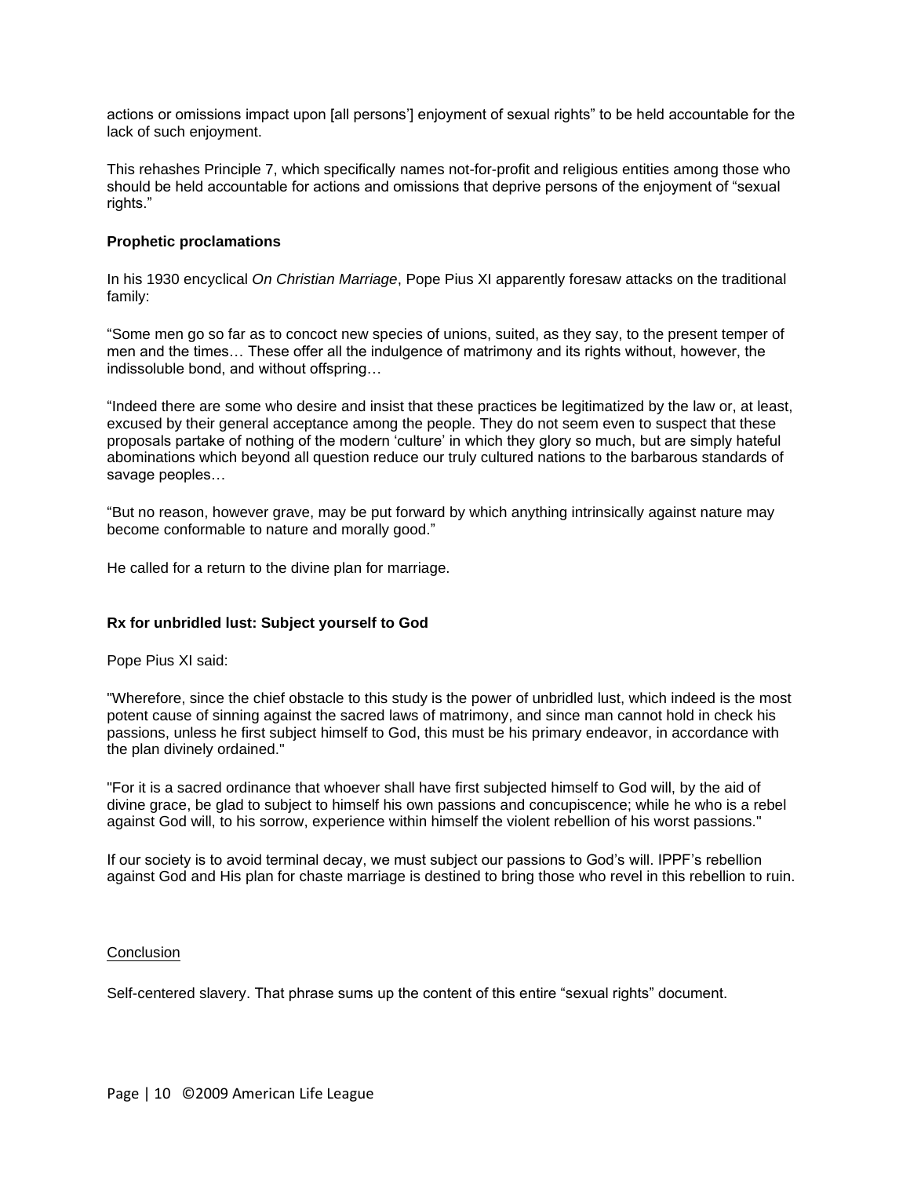actions or omissions impact upon [all persons'] enjoyment of sexual rights" to be held accountable for the lack of such enjoyment.

This rehashes Principle 7, which specifically names not-for-profit and religious entities among those who should be held accountable for actions and omissions that deprive persons of the enjoyment of "sexual rights."

**Prophetic proclamations**

In his 1930 encyclical *On Christian Marriage*, Pope Pius XI apparently foresaw attacks on the traditional family:

"Some men go so far as to concoct new species of unions, suited, as they say, to the present temper of men and the times… These offer all the indulgence of matrimony and its rights without, however, the indissoluble bond, and without offspring…

"Indeed there are some who desire and insist that these practices be legitimatized by the law or, at least, excused by their general acceptance among the people. They do not seem even to suspect that these proposals partake of nothing of the modern 'culture' in which they glory so much, but are simply hateful abominations which beyond all question reduce our truly cultured nations to the barbarous standards of savage peoples…

"But no reason, however grave, may be put forward by which anything intrinsically against nature may become conformable to nature and morally good."

He called for a return to the divine plan for marriage.

**Rx for unbridled lust: Subject yourself to God**

Pope Pius XI said:

"Wherefore, since the chief obstacle to this study is the power of unbridled lust, which indeed is the most potent cause of sinning against the sacred laws of matrimony, and since man cannot hold in check his passions, unless he first subject himself to God, this must be his primary endeavor, in accordance with the plan divinely ordained."

"For it is a sacred ordinance that whoever shall have first subjected himself to God will, by the aid of divine grace, be glad to subject to himself his own passions and concupiscence; while he who is a rebel against God will, to his sorrow, experience within himself the violent rebellion of his worst passions."

If our society is to avoid terminal decay, we must subject our passions to God's will. IPPF's rebellion against God and His plan for chaste marriage is destined to bring those who revel in this rebellion to ruin.

Conclusion

Self-centered slavery. That phrase sums up the content of this entire "sexual rights" document.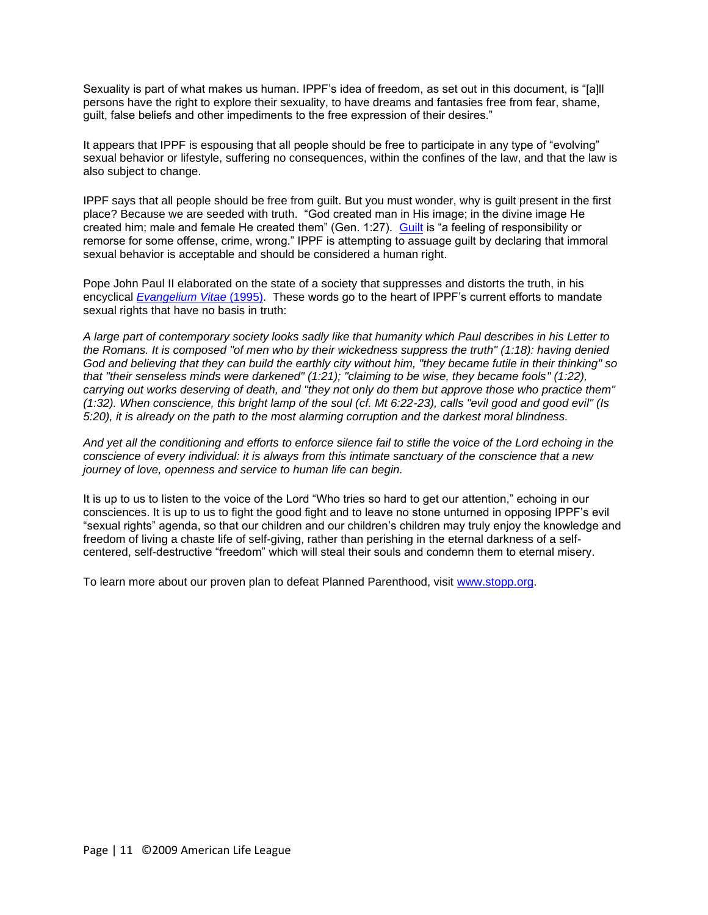Sexuality is part of what makes us human. IPPF's idea of freedom, as set out in this document, is "[a]ll persons have the right to explore their sexuality, to have dreams and fantasies free from fear, shame, guilt, false beliefs and other impediments to the free expression of their desires."

It appears that IPPF is espousing that all people should be free to participate in any type of "evolving" sexual behavior or lifestyle, suffering no consequences, within the confines of the law, and that the law is also subject to change.

IPPF says that all people should be free from guilt. But you must wonder, why is guilt present in the first place? Because we are seeded with truth. "God created man in His image; in the divine image He created him; male and female He created them" (Gen. 1:27). [Guilt] is "a feeling of responsibility or remorse for some offense, crime, wrong." IPPF is attempting to assuage guilt by declaring that immoral sexual behavior is acceptable and should be considered a human right.

Pope John Paul II elaborated on the state of a society that suppresses and distorts the truth, in his encyclical [*Evangelium Vitae* (1995)]. These words go to the heart of IPPF's current efforts to mandate sexual rights that have no basis in truth:

*A large part of contemporary society looks sadly like that humanity which Paul describes in his Letter to the Romans. It is composed "of men who by their wickedness suppress the truth" (1:18): having denied God and believing that they can build the earthly city without him, "they became futile in their thinking" so that "their senseless minds were darkened" (1:21); "claiming to be wise, they became fools" (1:22), carrying out works deserving of death, and "they not only do them but approve those who practice them" (1:32). When conscience, this bright lamp of the soul (cf. Mt 6:22-23), calls "evil good and good evil" (Is 5:20), it is already on the path to the most alarming corruption and the darkest moral blindness.*

*And yet all the conditioning and efforts to enforce silence fail to stifle the voice of the Lord echoing in the conscience of every individual: it is always from this intimate sanctuary of the conscience that a new journey of love, openness and service to human life can begin.*

It is up to us to listen to the voice of the Lord "Who tries so hard to get our attention," echoing in our consciences. It is up to us to fight the good fight and to leave no stone unturned in opposing IPPF's evil "sexual rights" agenda, so that our children and our children's children may truly enjoy the knowledge and freedom of living a chaste life of self-giving, rather than perishing in the eternal darkness of a self-centered, self-destructive "freedom" which will steal their souls and condemn them to eternal misery.

To learn more about our proven plan to defeat Planned Parenthood, visit [www.stopp.org].

©2009 American Life League